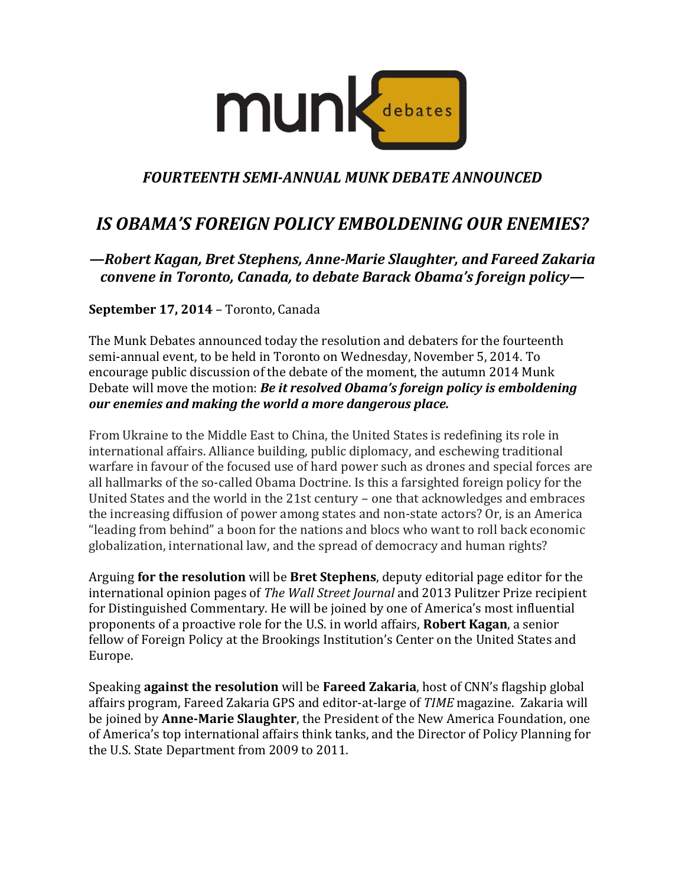munk debates

## *FOURTEENTH SEMI-ANNUAL MUNK DEBATE ANNOUNCED*

# *IS OBAMA'S FOREIGN POLICY EMBOLDENING OUR ENEMIES?*

### *—Robert Kagan, Bret Stephens, Anne-Marie Slaughter, and Fareed Zakaria convene in Toronto, Canada, to debate Barack Obama's foreign policy—*

**September 17, 2014** – Toronto, Canada

The Munk Debates announced today the resolution and debaters for the fourteenth semi-annual event, to be held in Toronto on Wednesday, November 5, 2014. To encourage public discussion of the debate of the moment, the autumn 2014 Munk Debate will move the motion: ***Be it resolved Obama's foreign policy is emboldening our enemies and making the world a more dangerous place.***

From Ukraine to the Middle East to China, the United States is redefining its role in international affairs. Alliance building, public diplomacy, and eschewing traditional warfare in favour of the focused use of hard power such as drones and special forces are all hallmarks of the so-called Obama Doctrine. Is this a farsighted foreign policy for the United States and the world in the 21st century – one that acknowledges and embraces the increasing diffusion of power among states and non-state actors? Or, is an America "leading from behind" a boon for the nations and blocs who want to roll back economic globalization, international law, and the spread of democracy and human rights?

Arguing **for the resolution** will be **Bret Stephens**, deputy editorial page editor for the international opinion pages of *The Wall Street Journal* and 2013 Pulitzer Prize recipient for Distinguished Commentary. He will be joined by one of America's most influential proponents of a proactive role for the U.S. in world affairs, **Robert Kagan**, a senior fellow of Foreign Policy at the Brookings Institution's Center on the United States and Europe.

Speaking **against the resolution** will be **Fareed Zakaria**, host of CNN's flagship global affairs program, Fareed Zakaria GPS and editor-at-large of *TIME* magazine. Zakaria will be joined by **Anne-Marie Slaughter**, the President of the New America Foundation, one of America's top international affairs think tanks, and the Director of Policy Planning for the U.S. State Department from 2009 to 2011.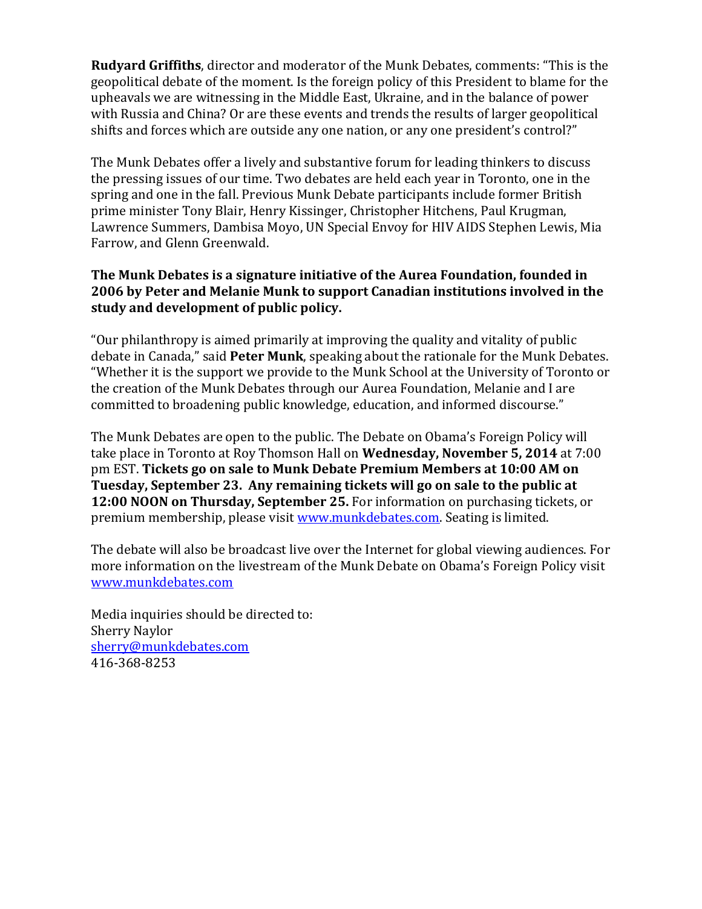**Rudyard Griffiths**, director and moderator of the Munk Debates, comments: "This is the geopolitical debate of the moment. Is the foreign policy of this President to blame for the upheavals we are witnessing in the Middle East, Ukraine, and in the balance of power with Russia and China? Or are these events and trends the results of larger geopolitical shifts and forces which are outside any one nation, or any one president's control?"

The Munk Debates offer a lively and substantive forum for leading thinkers to discuss the pressing issues of our time. Two debates are held each year in Toronto, one in the spring and one in the fall. Previous Munk Debate participants include former British prime minister Tony Blair, Henry Kissinger, Christopher Hitchens, Paul Krugman, Lawrence Summers, Dambisa Moyo, UN Special Envoy for HIV AIDS Stephen Lewis, Mia Farrow, and Glenn Greenwald.

**The Munk Debates is a signature initiative of the Aurea Foundation, founded in 2006 by Peter and Melanie Munk to support Canadian institutions involved in the study and development of public policy.**

"Our philanthropy is aimed primarily at improving the quality and vitality of public debate in Canada," said **Peter Munk**, speaking about the rationale for the Munk Debates. "Whether it is the support we provide to the Munk School at the University of Toronto or the creation of the Munk Debates through our Aurea Foundation, Melanie and I are committed to broadening public knowledge, education, and informed discourse."

The Munk Debates are open to the public. The Debate on Obama's Foreign Policy will take place in Toronto at Roy Thomson Hall on **Wednesday, November 5, 2014** at 7:00 pm EST. **Tickets go on sale to Munk Debate Premium Members at 10:00 AM on Tuesday, September 23. Any remaining tickets will go on sale to the public at 12:00 NOON on Thursday, September 25.** For information on purchasing tickets, or premium membership, please visit [www.munkdebates.com](http://www.munkdebates.com). Seating is limited.

The debate will also be broadcast live over the Internet for global viewing audiences. For more information on the livestream of the Munk Debate on Obama's Foreign Policy visit [www.munkdebates.com](http://www.munkdebates.com)

Media inquiries should be directed to:
Sherry Naylor
[sherry@munkdebates.com](mailto:sherry@munkdebates.com)
416-368-8253